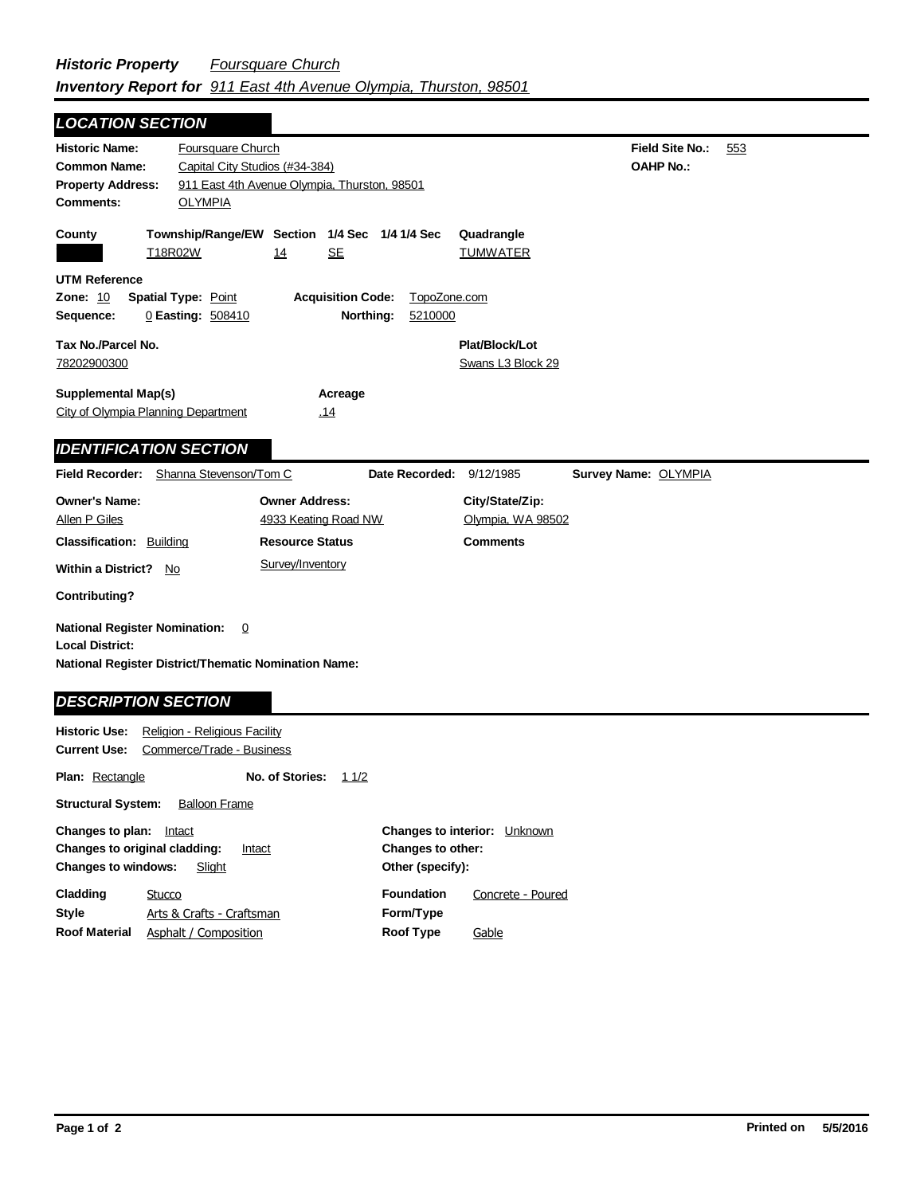***Historic Property*** *Foursquare Church*

***Inventory Report for*** *911 East 4th Avenue Olympia, Thurston, 98501*

## LOCATION SECTION

**Historic Name:** Foursquare Church
**Common Name:** Capital City Studios (#34-384)
**Property Address:** 911 East 4th Avenue Olympia, Thurston, 98501
**Comments:** OLYMPIA

**Field Site No.:** 553
**OAHP No.:**

| County | Township/Range/EW | Section | 1/4 Sec | 1/4 1/4 Sec | Quadrangle |
|---|---|---|---|---|---|
| | T18R02W | 14 | SE | | TUMWATER |

**UTM Reference**
**Zone:** 10 **Spatial Type:** Point **Acquisition Code:** TopoZone.com
**Sequence:** 0 **Easting:** 508410 **Northing:** 5210000

**Tax No./Parcel No.:** 78202900300
**Plat/Block/Lot:** Swans L3 Block 29

**Supplemental Map(s):** City of Olympia Planning Department
**Acreage:** .14

## IDENTIFICATION SECTION

**Field Recorder:** Shanna Stevenson/Tom C **Date Recorded:** 9/12/1985 **Survey Name:** OLYMPIA

| Owner's Name: | Owner Address: | City/State/Zip: |
|---|---|---|
| Allen P Giles | 4933 Keating Road NW | Olympia, WA 98502 |

**Classification:** Building
**Resource Status:** Survey/Inventory
**Comments:**
**Within a District?** No
**Contributing?**

**National Register Nomination:** 0
**Local District:**
**National Register District/Thematic Nomination Name:**

## DESCRIPTION SECTION

**Historic Use:** Religion - Religious Facility
**Current Use:** Commerce/Trade - Business

**Plan:** Rectangle **No. of Stories:** 1 1/2

**Structural System:** Balloon Frame

**Changes to plan:** Intact
**Changes to original cladding:** Intact
**Changes to windows:** Slight
**Changes to interior:** Unknown
**Changes to other:**
**Other (specify):**

**Cladding:** Stucco
**Style:** Arts & Crafts - Craftsman
**Roof Material:** Asphalt / Composition
**Foundation:** Concrete - Poured
**Form/Type:**
**Roof Type:** Gable

Printed on 5/5/2016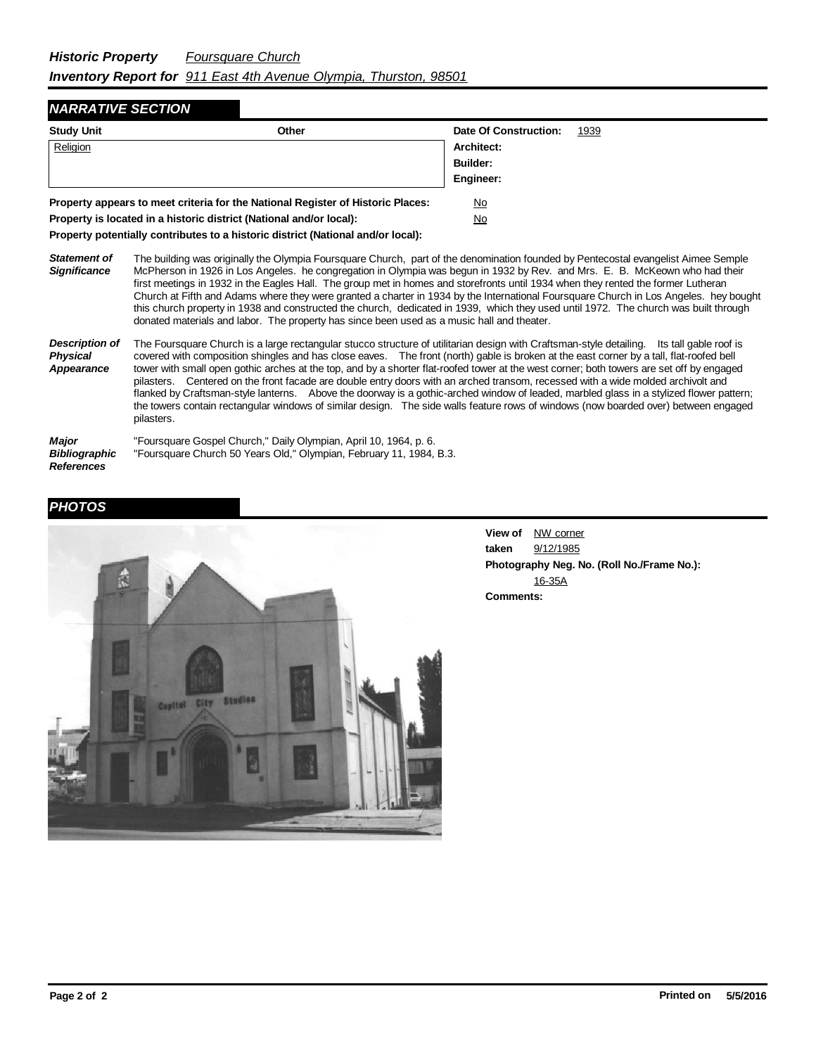***Historic Property Inventory Report for*** *Foursquare Church*
*911 East 4th Avenue Olympia, Thurston, 98501*

## NARRATIVE SECTION

| Study Unit | Other | | |
|---|---|---|---|
| Religion | | Date Of Construction: | 1939 |
| | | Architect: | |
| | | Builder: | |
| | | Engineer: | |

**Property appears to meet criteria for the National Register of Historic Places:** No

**Property is located in a historic district (National and/or local):** No

**Property potentially contributes to a historic district (National and/or local):**

***Statement of Significance***

The building was originally the Olympia Foursquare Church, part of the denomination founded by Pentecostal evangelist Aimee Semple McPherson in 1926 in Los Angeles. he congregation in Olympia was begun in 1932 by Rev. and Mrs. E. B. McKeown who had their first meetings in 1932 in the Eagles Hall. The group met in homes and storefronts until 1934 when they rented the former Lutheran Church at Fifth and Adams where they were granted a charter in 1934 by the International Foursquare Church in Los Angeles. hey bought this church property in 1938 and constructed the church, dedicated in 1939, which they used until 1972. The church was built through donated materials and labor. The property has since been used as a music hall and theater.

***Description of Physical Appearance***

The Foursquare Church is a large rectangular stucco structure of utilitarian design with Craftsman-style detailing. Its tall gable roof is covered with composition shingles and has close eaves. The front (north) gable is broken at the east corner by a tall, flat-roofed bell tower with small open gothic arches at the top, and by a shorter flat-roofed tower at the west corner; both towers are set off by engaged pilasters. Centered on the front facade are double entry doors with an arched transom, recessed with a wide molded archivolt and flanked by Craftsman-style lanterns. Above the doorway is a gothic-arched window of leaded, marbled glass in a stylized flower pattern; the towers contain rectangular windows of similar design. The side walls feature rows of windows (now boarded over) between engaged pilasters.

***Major Bibliographic References***

"Foursquare Gospel Church," Daily Olympian, April 10, 1964, p. 6.
"Foursquare Church 50 Years Old," Olympian, February 11, 1984, B.3.

## PHOTOS

**View of** NW corner
**taken** 9/12/1985
**Photography Neg. No. (Roll No./Frame No.):** 16-35A
**Comments:**

Printed on 5/5/2016